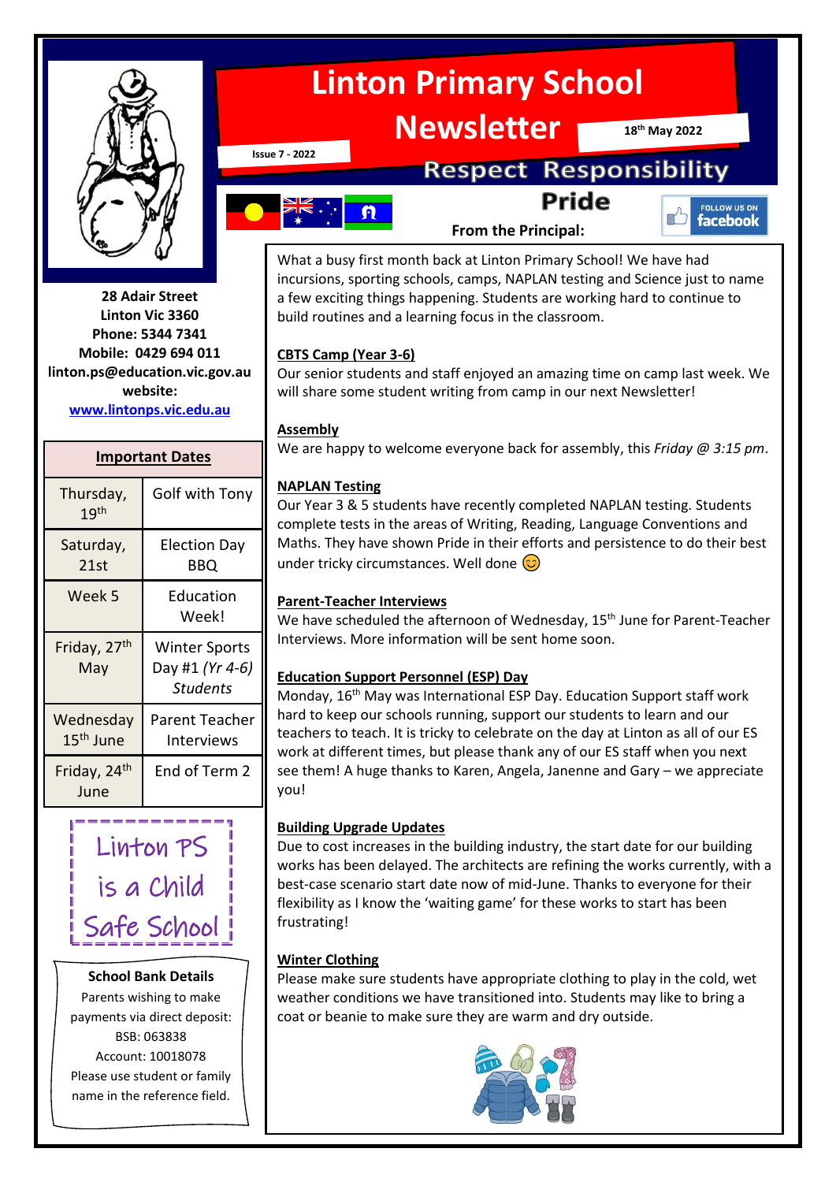# Linton Primary School Newsletter

Issue 7 - 2022

18th May 2022

Respect Responsibility Pride

FOLLOW US ON facebook

28 Adair Street
Linton Vic 3360
Phone: 5344 7341
Mobile: 0429 694 011
linton.ps@education.vic.gov.au
website:
www.lintonps.vic.edu.au

| Important Dates | |
|---|---|
| Thursday, 19th | Golf with Tony |
| Saturday, 21st | Election Day BBQ |
| Week 5 | Education Week! |
| Friday, 27th May | Winter Sports Day #1 *(Yr 4-6) Students* |
| Wednesday 15th June | Parent Teacher Interviews |
| Friday, 24th June | End of Term 2 |

Linton PS is a Child Safe School

**School Bank Details**
Parents wishing to make payments via direct deposit:
BSB: 063838
Account: 10018078
Please use student or family name in the reference field.

## From the Principal:

What a busy first month back at Linton Primary School! We have had incursions, sporting schools, camps, NAPLAN testing and Science just to name a few exciting things happening. Students are working hard to continue to build routines and a learning focus in the classroom.

**CBTS Camp (Year 3-6)**
Our senior students and staff enjoyed an amazing time on camp last week. We will share some student writing from camp in our next Newsletter!

**Assembly**
We are happy to welcome everyone back for assembly, this *Friday @ 3:15 pm*.

**NAPLAN Testing**
Our Year 3 & 5 students have recently completed NAPLAN testing. Students complete tests in the areas of Writing, Reading, Language Conventions and Maths. They have shown Pride in their efforts and persistence to do their best under tricky circumstances. Well done 😊

**Parent-Teacher Interviews**
We have scheduled the afternoon of Wednesday, 15th June for Parent-Teacher Interviews. More information will be sent home soon.

**Education Support Personnel (ESP) Day**
Monday, 16th May was International ESP Day. Education Support staff work hard to keep our schools running, support our students to learn and our teachers to teach. It is tricky to celebrate on the day at Linton as all of our ES work at different times, but please thank any of our ES staff when you next see them! A huge thanks to Karen, Angela, Janenne and Gary – we appreciate you!

**Building Upgrade Updates**
Due to cost increases in the building industry, the start date for our building works has been delayed. The architects are refining the works currently, with a best-case scenario start date now of mid-June. Thanks to everyone for their flexibility as I know the 'waiting game' for these works to start has been frustrating!

**Winter Clothing**
Please make sure students have appropriate clothing to play in the cold, wet weather conditions we have transitioned into. Students may like to bring a coat or beanie to make sure they are warm and dry outside.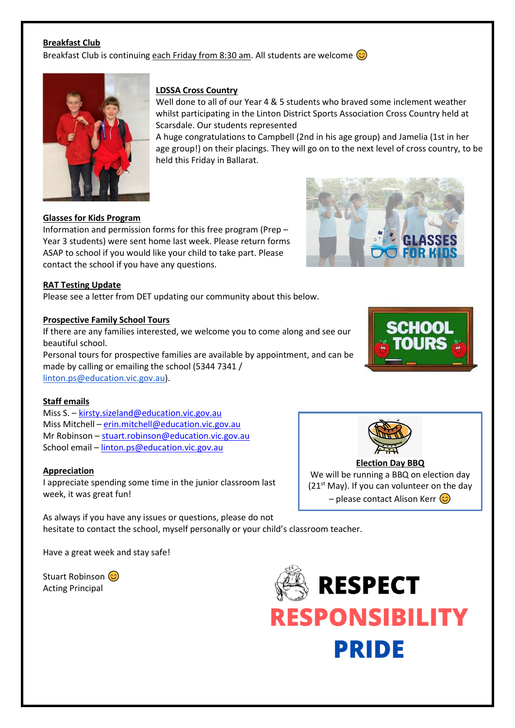**Breakfast Club**

Breakfast Club is continuing each Friday from 8:30 am. All students are welcome 😊

**LDSSA Cross Country**

Well done to all of our Year 4 & 5 students who braved some inclement weather whilst participating in the Linton District Sports Association Cross Country held at Scarsdale. Our students represented

A huge congratulations to Campbell (2nd in his age group) and Jamelia (1st in her age group!) on their placings. They will go on to the next level of cross country, to be held this Friday in Ballarat.

**Glasses for Kids Program**

Information and permission forms for this free program (Prep – Year 3 students) were sent home last week. Please return forms ASAP to school if you would like your child to take part. Please contact the school if you have any questions.

**RAT Testing Update**

Please see a letter from DET updating our community about this below.

**Prospective Family School Tours**

If there are any families interested, we welcome you to come along and see our beautiful school.

Personal tours for prospective families are available by appointment, and can be made by calling or emailing the school (5344 7341 / linton.ps@education.vic.gov.au).

**Staff emails**

Miss S. – kirsty.sizeland@education.vic.gov.au
Miss Mitchell – erin.mitchell@education.vic.gov.au
Mr Robinson – stuart.robinson@education.vic.gov.au
School email – linton.ps@education.vic.gov.au

**Election Day BBQ**

We will be running a BBQ on election day (21st May). If you can volunteer on the day – please contact Alison Kerr 😊

**Appreciation**

I appreciate spending some time in the junior classroom last week, it was great fun!

As always if you have any issues or questions, please do not hesitate to contact the school, myself personally or your child's classroom teacher.

Have a great week and stay safe!

Stuart Robinson 😊
Acting Principal

**RESPECT**
**RESPONSIBILITY**
**PRIDE**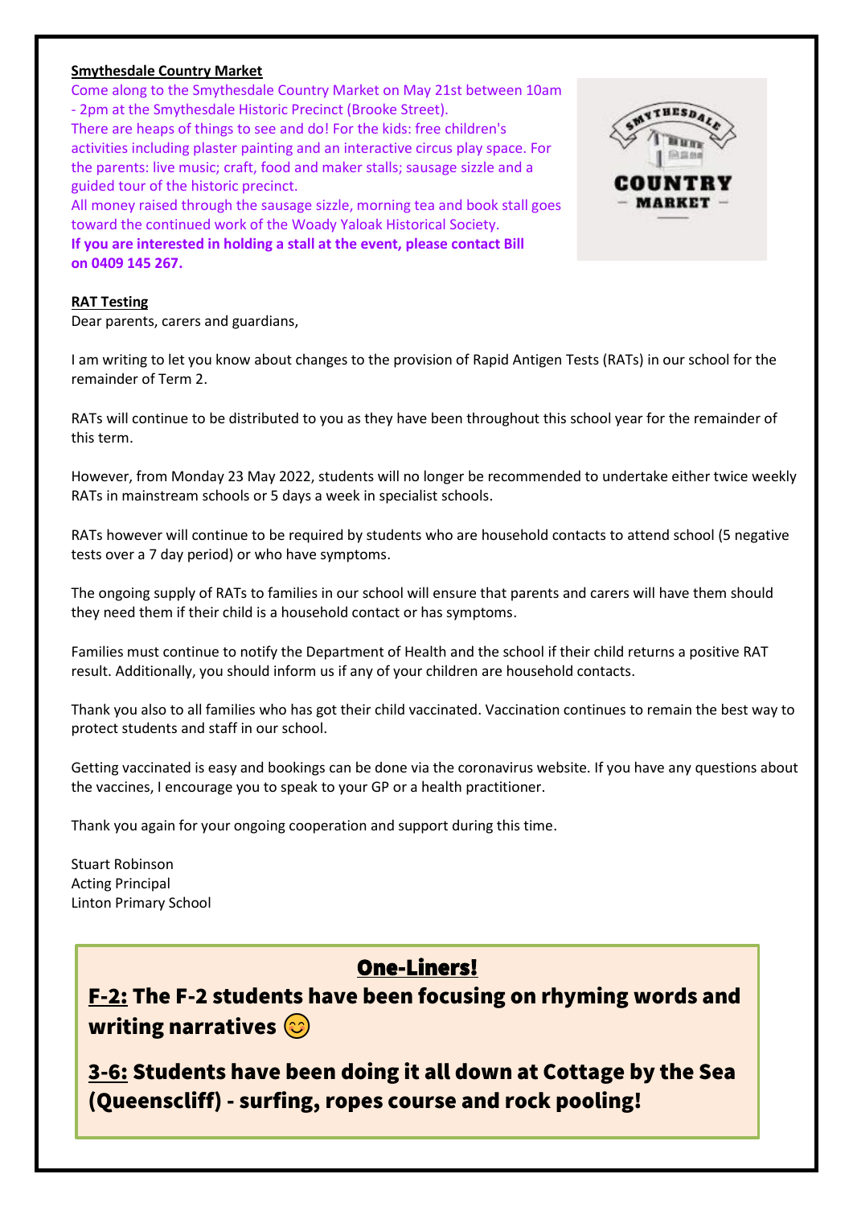**Smythesdale Country Market**

Come along to the Smythesdale Country Market on May 21st between 10am - 2pm at the Smythesdale Historic Precinct (Brooke Street).

There are heaps of things to see and do! For the kids: free children's activities including plaster painting and an interactive circus play space. For the parents: live music; craft, food and maker stalls; sausage sizzle and a guided tour of the historic precinct.

All money raised through the sausage sizzle, morning tea and book stall goes toward the continued work of the Woady Yaloak Historical Society.

**If you are interested in holding a stall at the event, please contact Bill on 0409 145 267.**

**RAT Testing**

Dear parents, carers and guardians,

I am writing to let you know about changes to the provision of Rapid Antigen Tests (RATs) in our school for the remainder of Term 2.

RATs will continue to be distributed to you as they have been throughout this school year for the remainder of this term.

However, from Monday 23 May 2022, students will no longer be recommended to undertake either twice weekly RATs in mainstream schools or 5 days a week in specialist schools.

RATs however will continue to be required by students who are household contacts to attend school (5 negative tests over a 7 day period) or who have symptoms.

The ongoing supply of RATs to families in our school will ensure that parents and carers will have them should they need them if their child is a household contact or has symptoms.

Families must continue to notify the Department of Health and the school if their child returns a positive RAT result. Additionally, you should inform us if any of your children are household contacts.

Thank you also to all families who has got their child vaccinated. Vaccination continues to remain the best way to protect students and staff in our school.

Getting vaccinated is easy and bookings can be done via the coronavirus website. If you have any questions about the vaccines, I encourage you to speak to your GP or a health practitioner.

Thank you again for your ongoing cooperation and support during this time.

Stuart Robinson
Acting Principal
Linton Primary School

## One-Liners!

**F-2: The F-2 students have been focusing on rhyming words and writing narratives 😊**

**3-6: Students have been doing it all down at Cottage by the Sea (Queenscliff) - surfing, ropes course and rock pooling!**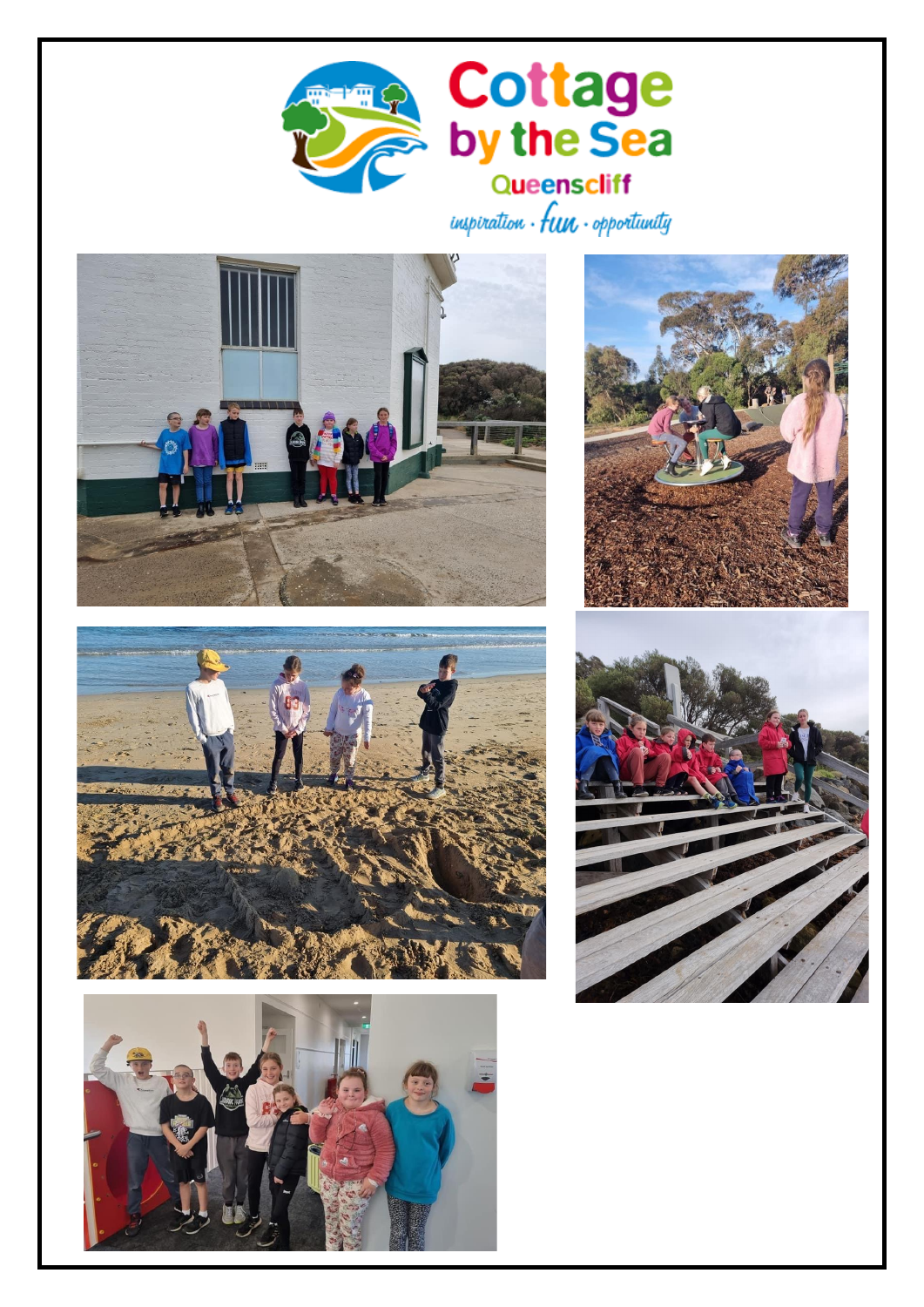Cottage by the Sea

Queenscliff

inspiration · fun · opportunity